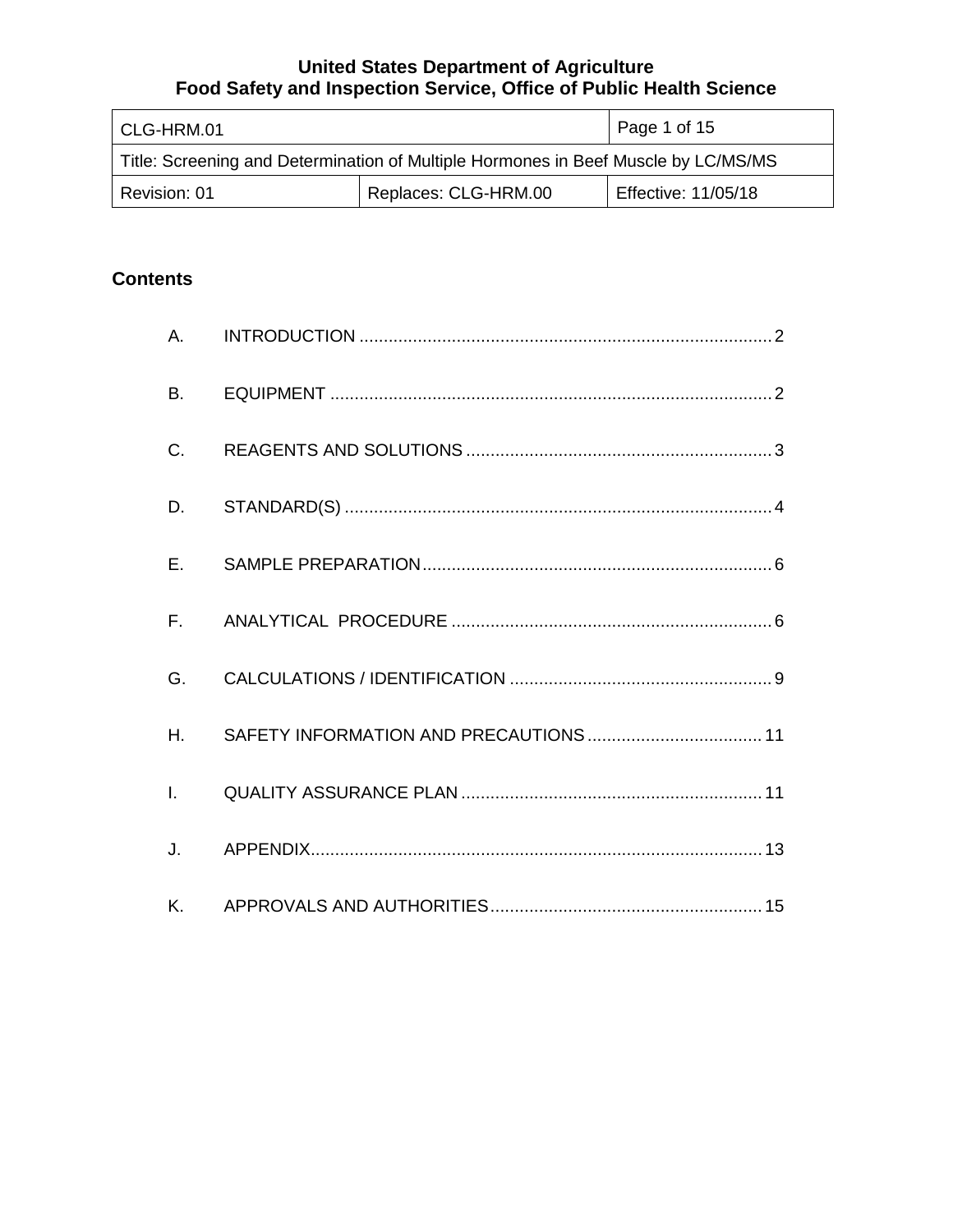**United States Department of Agriculture**
**Food Safety and Inspection Service, Office of Public Health Science**

| CLG-HRM.01 | | Page 1 of 15 |
|---|---|---|
| Title: Screening and Determination of Multiple Hormones in Beef Muscle by LC/MS/MS | | |
| Revision: 01 | Replaces: CLG-HRM.00 | Effective: 11/05/18 |

## Contents

A. INTRODUCTION .......... 2

B. EQUIPMENT .......... 2

C. REAGENTS AND SOLUTIONS .......... 3

D. STANDARD(S) .......... 4

E. SAMPLE PREPARATION .......... 6

F. ANALYTICAL PROCEDURE .......... 6

G. CALCULATIONS / IDENTIFICATION .......... 9

H. SAFETY INFORMATION AND PRECAUTIONS .......... 11

I. QUALITY ASSURANCE PLAN .......... 11

J. APPENDIX .......... 13

K. APPROVALS AND AUTHORITIES .......... 15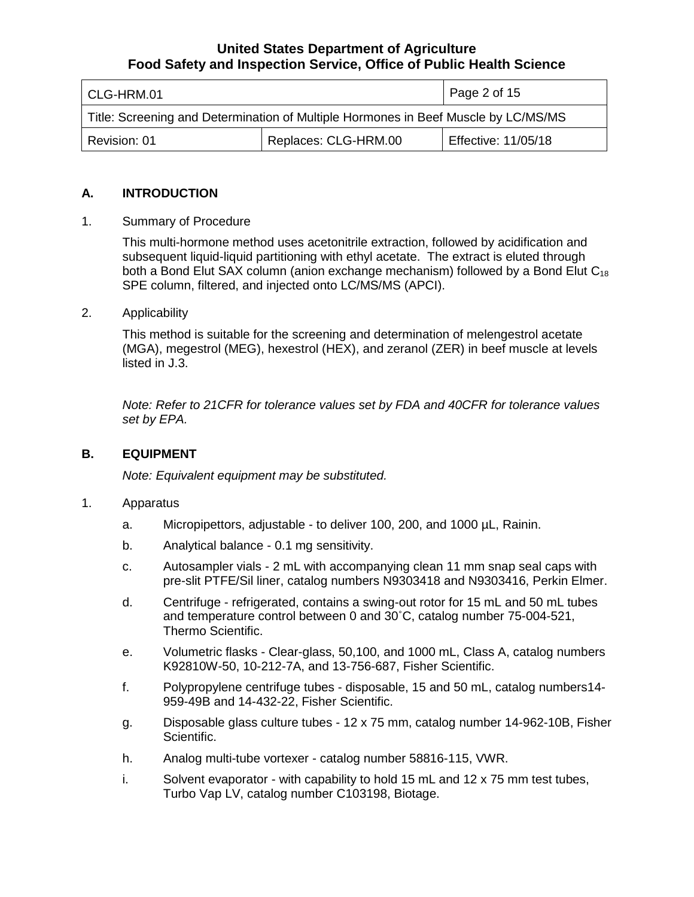## A. INTRODUCTION

1. Summary of Procedure

   This multi-hormone method uses acetonitrile extraction, followed by acidification and subsequent liquid-liquid partitioning with ethyl acetate. The extract is eluted through both a Bond Elut SAX column (anion exchange mechanism) followed by a Bond Elut $C_{18}$ SPE column, filtered, and injected onto LC/MS/MS (APCI).

2. Applicability

   This method is suitable for the screening and determination of melengestrol acetate (MGA), megestrol (MEG), hexestrol (HEX), and zeranol (ZER) in beef muscle at levels listed in J.3.

   *Note: Refer to 21CFR for tolerance values set by FDA and 40CFR for tolerance values set by EPA.*

## B. EQUIPMENT

*Note: Equivalent equipment may be substituted.*

1. Apparatus

   a. Micropipettors, adjustable - to deliver 100, 200, and 1000 µL, Rainin.

   b. Analytical balance - 0.1 mg sensitivity.

   c. Autosampler vials - 2 mL with accompanying clean 11 mm snap seal caps with pre-slit PTFE/Sil liner, catalog numbers N9303418 and N9303416, Perkin Elmer.

   d. Centrifuge - refrigerated, contains a swing-out rotor for 15 mL and 50 mL tubes and temperature control between 0 and 30˚C, catalog number 75-004-521, Thermo Scientific.

   e. Volumetric flasks - Clear-glass, 50,100, and 1000 mL, Class A, catalog numbers K92810W-50, 10-212-7A, and 13-756-687, Fisher Scientific.

   f. Polypropylene centrifuge tubes - disposable, 15 and 50 mL, catalog numbers14-959-49B and 14-432-22, Fisher Scientific.

   g. Disposable glass culture tubes - 12 x 75 mm, catalog number 14-962-10B, Fisher Scientific.

   h. Analog multi-tube vortexer - catalog number 58816-115, VWR.

   i. Solvent evaporator - with capability to hold 15 mL and 12 x 75 mm test tubes, Turbo Vap LV, catalog number C103198, Biotage.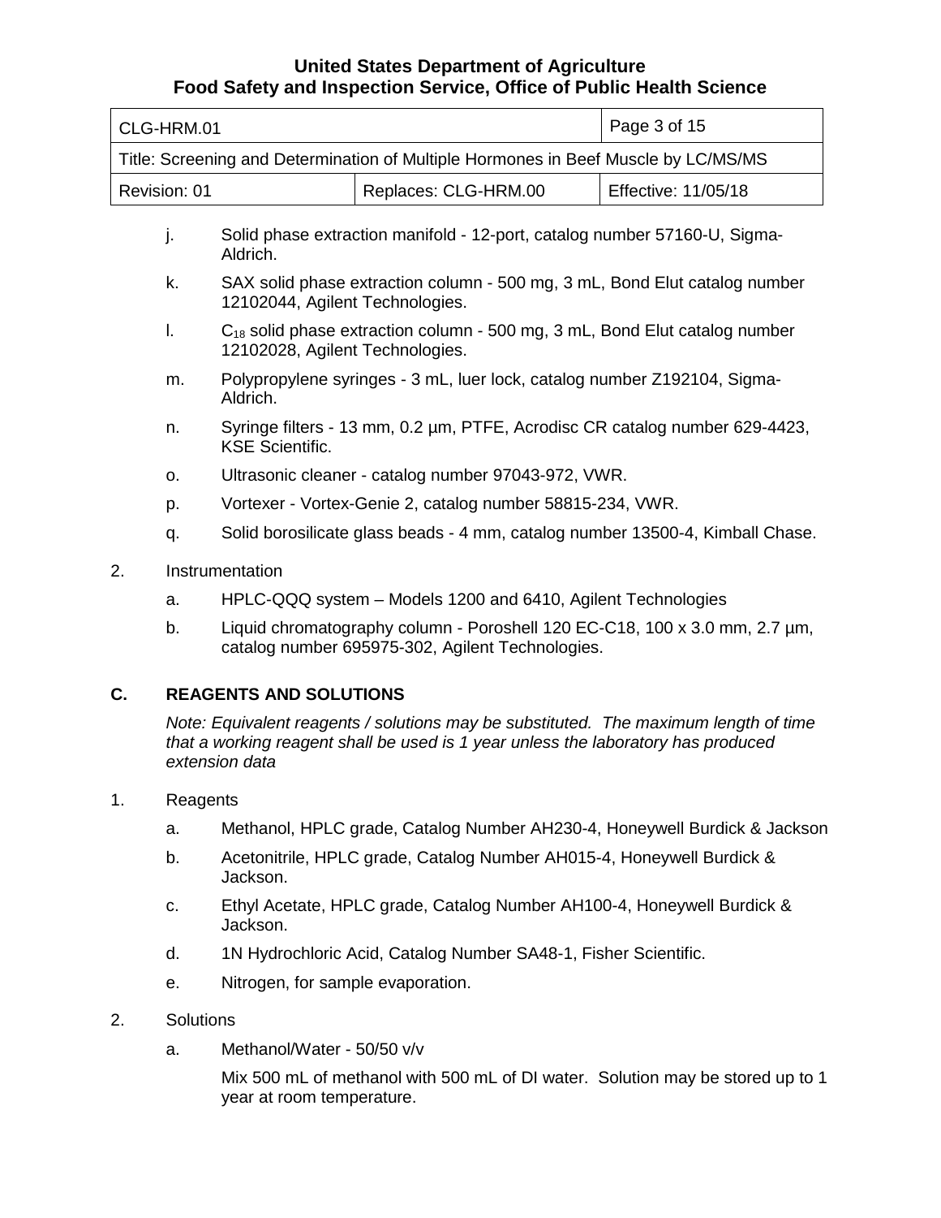j. Solid phase extraction manifold - 12-port, catalog number 57160-U, Sigma-Aldrich.

k. SAX solid phase extraction column - 500 mg, 3 mL, Bond Elut catalog number 12102044, Agilent Technologies.

l. $C_{18}$ solid phase extraction column - 500 mg, 3 mL, Bond Elut catalog number 12102028, Agilent Technologies.

m. Polypropylene syringes - 3 mL, luer lock, catalog number Z192104, Sigma-Aldrich.

n. Syringe filters - 13 mm, 0.2 µm, PTFE, Acrodisc CR catalog number 629-4423, KSE Scientific.

o. Ultrasonic cleaner - catalog number 97043-972, VWR.

p. Vortexer - Vortex-Genie 2, catalog number 58815-234, VWR.

q. Solid borosilicate glass beads - 4 mm, catalog number 13500-4, Kimball Chase.

2. Instrumentation

   a. HPLC-QQQ system – Models 1200 and 6410, Agilent Technologies

   b. Liquid chromatography column - Poroshell 120 EC-C18, 100 x 3.0 mm, 2.7 µm, catalog number 695975-302, Agilent Technologies.

## C. REAGENTS AND SOLUTIONS

*Note: Equivalent reagents / solutions may be substituted. The maximum length of time that a working reagent shall be used is 1 year unless the laboratory has produced extension data*

1. Reagents

   a. Methanol, HPLC grade, Catalog Number AH230-4, Honeywell Burdick & Jackson

   b. Acetonitrile, HPLC grade, Catalog Number AH015-4, Honeywell Burdick & Jackson.

   c. Ethyl Acetate, HPLC grade, Catalog Number AH100-4, Honeywell Burdick & Jackson.

   d. 1N Hydrochloric Acid, Catalog Number SA48-1, Fisher Scientific.

   e. Nitrogen, for sample evaporation.

2. Solutions

   a. Methanol/Water - 50/50 v/v

      Mix 500 mL of methanol with 500 mL of DI water. Solution may be stored up to 1 year at room temperature.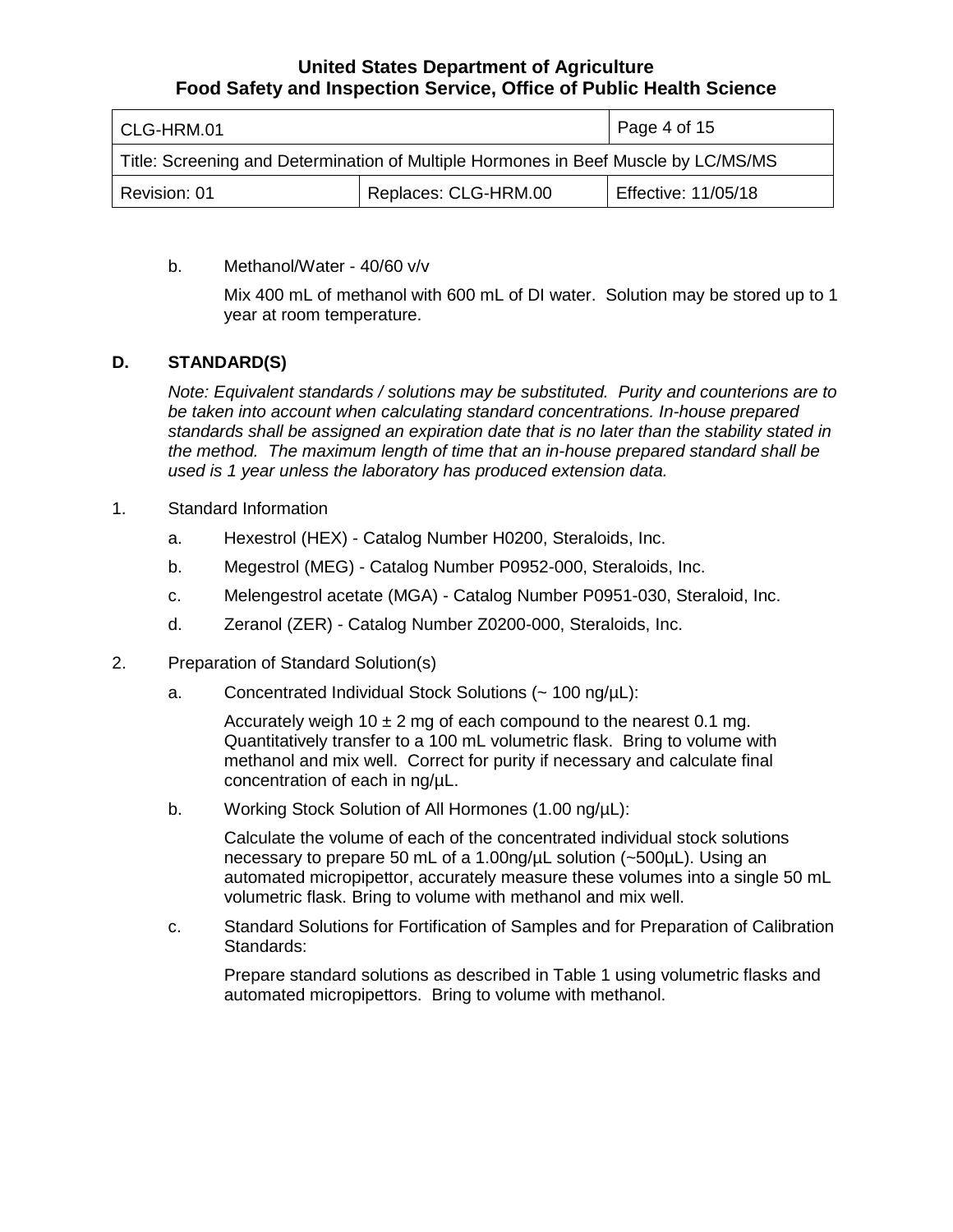b. Methanol/Water - 40/60 v/v

Mix 400 mL of methanol with 600 mL of DI water. Solution may be stored up to 1 year at room temperature.

## D. STANDARD(S)

*Note: Equivalent standards / solutions may be substituted. Purity and counterions are to be taken into account when calculating standard concentrations. In-house prepared standards shall be assigned an expiration date that is no later than the stability stated in the method. The maximum length of time that an in-house prepared standard shall be used is 1 year unless the laboratory has produced extension data.*

1. Standard Information

   a. Hexestrol (HEX) - Catalog Number H0200, Steraloids, Inc.

   b. Megestrol (MEG) - Catalog Number P0952-000, Steraloids, Inc.

   c. Melengestrol acetate (MGA) - Catalog Number P0951-030, Steraloid, Inc.

   d. Zeranol (ZER) - Catalog Number Z0200-000, Steraloids, Inc.

2. Preparation of Standard Solution(s)

   a. Concentrated Individual Stock Solutions (~ 100 ng/µL):

      Accurately weigh 10 ± 2 mg of each compound to the nearest 0.1 mg. Quantitatively transfer to a 100 mL volumetric flask. Bring to volume with methanol and mix well. Correct for purity if necessary and calculate final concentration of each in ng/µL.

   b. Working Stock Solution of All Hormones (1.00 ng/µL):

      Calculate the volume of each of the concentrated individual stock solutions necessary to prepare 50 mL of a 1.00ng/µL solution (~500µL). Using an automated micropipettor, accurately measure these volumes into a single 50 mL volumetric flask. Bring to volume with methanol and mix well.

   c. Standard Solutions for Fortification of Samples and for Preparation of Calibration Standards:

      Prepare standard solutions as described in Table 1 using volumetric flasks and automated micropipettors. Bring to volume with methanol.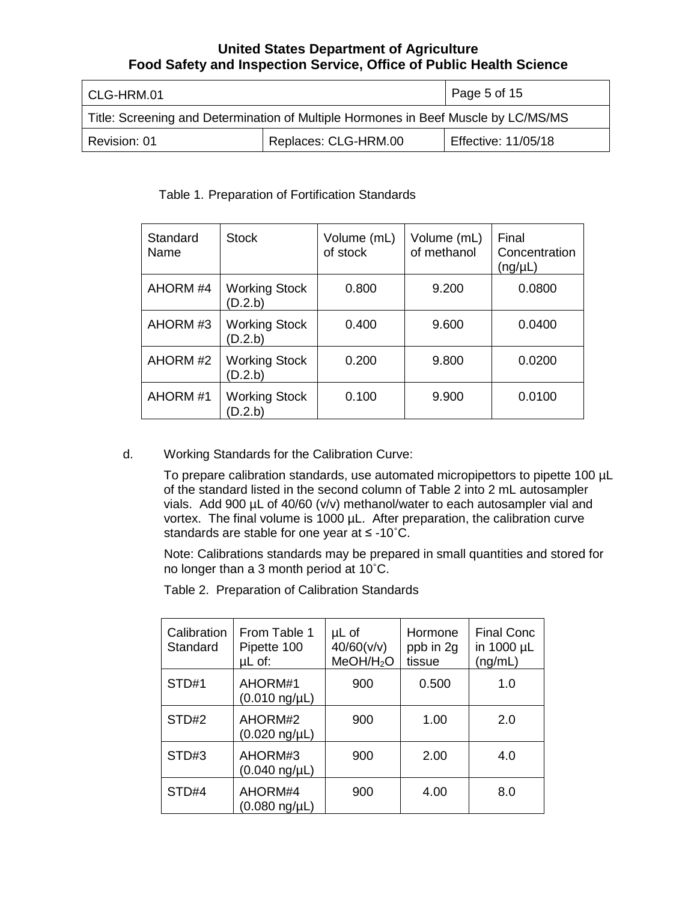Table 1. Preparation of Fortification Standards

| Standard Name | Stock | Volume (mL) of stock | Volume (mL) of methanol | Final Concentration (ng/µL) |
|---|---|---|---|---|
| AHORM #4 | Working Stock (D.2.b) | 0.800 | 9.200 | 0.0800 |
| AHORM #3 | Working Stock (D.2.b) | 0.400 | 9.600 | 0.0400 |
| AHORM #2 | Working Stock (D.2.b) | 0.200 | 9.800 | 0.0200 |
| AHORM #1 | Working Stock (D.2.b) | 0.100 | 9.900 | 0.0100 |

d. Working Standards for the Calibration Curve:

To prepare calibration standards, use automated micropipettors to pipette 100 µL of the standard listed in the second column of Table 2 into 2 mL autosampler vials. Add 900 µL of 40/60 (v/v) methanol/water to each autosampler vial and vortex. The final volume is 1000 µL. After preparation, the calibration curve standards are stable for one year at ≤ -10˚C.

Note: Calibrations standards may be prepared in small quantities and stored for no longer than a 3 month period at 10˚C.

Table 2. Preparation of Calibration Standards

| Calibration Standard | From Table 1 Pipette 100 µL of: | µL of 40/60(v/v) $MeOH/H_2O$ | Hormone ppb in 2g tissue | Final Conc in 1000 µL (ng/mL) |
|---|---|---|---|---|
| STD#1 | AHORM#1 (0.010 ng/µL) | 900 | 0.500 | 1.0 |
| STD#2 | AHORM#2 (0.020 ng/µL) | 900 | 1.00 | 2.0 |
| STD#3 | AHORM#3 (0.040 ng/µL) | 900 | 2.00 | 4.0 |
| STD#4 | AHORM#4 (0.080 ng/µL) | 900 | 4.00 | 8.0 |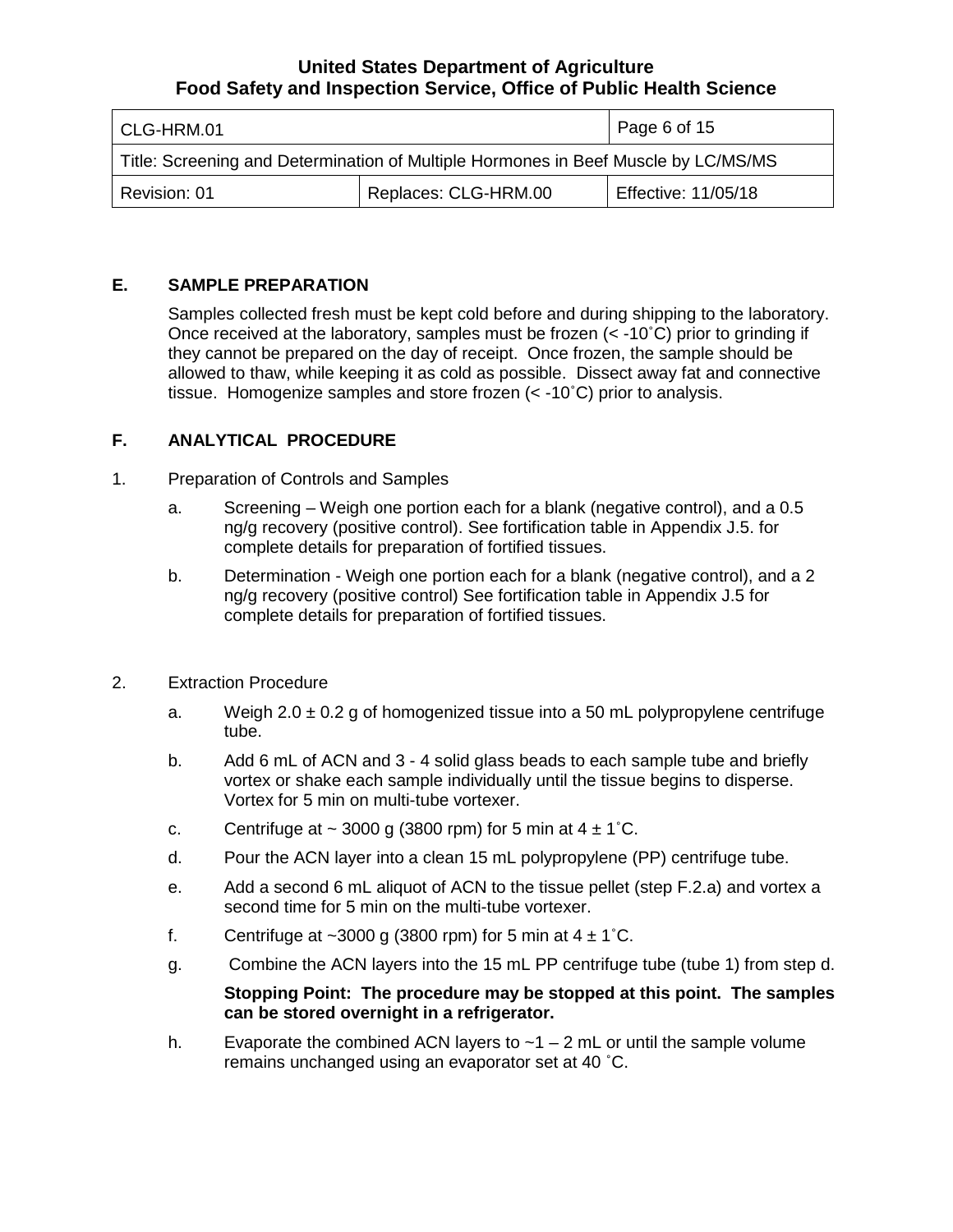## E. SAMPLE PREPARATION

Samples collected fresh must be kept cold before and during shipping to the laboratory. Once received at the laboratory, samples must be frozen (< -10˚C) prior to grinding if they cannot be prepared on the day of receipt. Once frozen, the sample should be allowed to thaw, while keeping it as cold as possible. Dissect away fat and connective tissue. Homogenize samples and store frozen (< -10˚C) prior to analysis.

## F. ANALYTICAL PROCEDURE

1. Preparation of Controls and Samples

   a. Screening – Weigh one portion each for a blank (negative control), and a 0.5 ng/g recovery (positive control). See fortification table in Appendix J.5. for complete details for preparation of fortified tissues.

   b. Determination - Weigh one portion each for a blank (negative control), and a 2 ng/g recovery (positive control) See fortification table in Appendix J.5 for complete details for preparation of fortified tissues.

2. Extraction Procedure

   a. Weigh 2.0 ± 0.2 g of homogenized tissue into a 50 mL polypropylene centrifuge tube.

   b. Add 6 mL of ACN and 3 - 4 solid glass beads to each sample tube and briefly vortex or shake each sample individually until the tissue begins to disperse. Vortex for 5 min on multi-tube vortexer.

   c. Centrifuge at ~ 3000 g (3800 rpm) for 5 min at 4 ± 1˚C.

   d. Pour the ACN layer into a clean 15 mL polypropylene (PP) centrifuge tube.

   e. Add a second 6 mL aliquot of ACN to the tissue pellet (step F.2.a) and vortex a second time for 5 min on the multi-tube vortexer.

   f. Centrifuge at ~3000 g (3800 rpm) for 5 min at 4 ± 1˚C.

   g. Combine the ACN layers into the 15 mL PP centrifuge tube (tube 1) from step d.

      **Stopping Point: The procedure may be stopped at this point. The samples can be stored overnight in a refrigerator.**

   h. Evaporate the combined ACN layers to ~1 – 2 mL or until the sample volume remains unchanged using an evaporator set at 40 ˚C.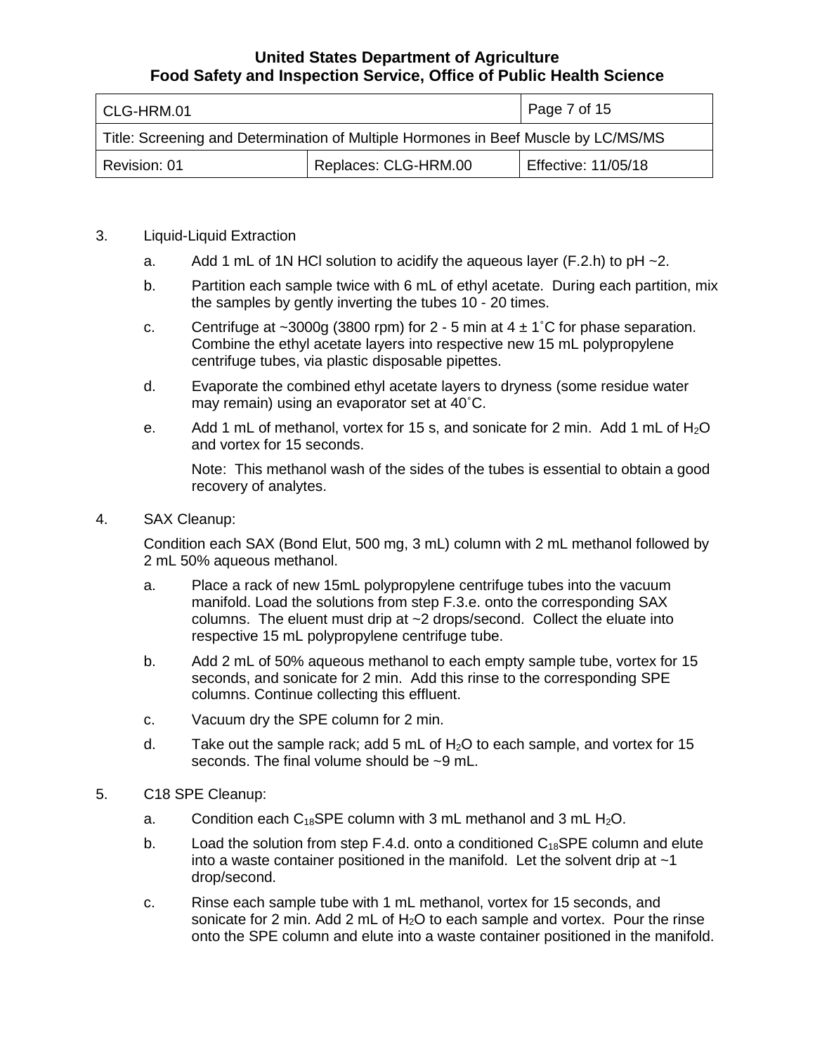3. Liquid-Liquid Extraction

   a. Add 1 mL of 1N HCl solution to acidify the aqueous layer (F.2.h) to pH ~2.

   b. Partition each sample twice with 6 mL of ethyl acetate. During each partition, mix the samples by gently inverting the tubes 10 - 20 times.

   c. Centrifuge at ~3000g (3800 rpm) for 2 - 5 min at 4 ± 1˚C for phase separation. Combine the ethyl acetate layers into respective new 15 mL polypropylene centrifuge tubes, via plastic disposable pipettes.

   d. Evaporate the combined ethyl acetate layers to dryness (some residue water may remain) using an evaporator set at 40˚C.

   e. Add 1 mL of methanol, vortex for 15 s, and sonicate for 2 min. Add 1 mL of $H_2O$ and vortex for 15 seconds.

      Note: This methanol wash of the sides of the tubes is essential to obtain a good recovery of analytes.

4. SAX Cleanup:

   Condition each SAX (Bond Elut, 500 mg, 3 mL) column with 2 mL methanol followed by 2 mL 50% aqueous methanol.

   a. Place a rack of new 15mL polypropylene centrifuge tubes into the vacuum manifold. Load the solutions from step F.3.e. onto the corresponding SAX columns. The eluent must drip at ~2 drops/second. Collect the eluate into respective 15 mL polypropylene centrifuge tube.

   b. Add 2 mL of 50% aqueous methanol to each empty sample tube, vortex for 15 seconds, and sonicate for 2 min. Add this rinse to the corresponding SPE columns. Continue collecting this effluent.

   c. Vacuum dry the SPE column for 2 min.

   d. Take out the sample rack; add 5 mL of $H_2O$ to each sample, and vortex for 15 seconds. The final volume should be ~9 mL.

5. C18 SPE Cleanup:

   a. Condition each $C_{18}$SPE column with 3 mL methanol and 3 mL $H_2O$.

   b. Load the solution from step F.4.d. onto a conditioned $C_{18}$SPE column and elute into a waste container positioned in the manifold. Let the solvent drip at ~1 drop/second.

   c. Rinse each sample tube with 1 mL methanol, vortex for 15 seconds, and sonicate for 2 min. Add 2 mL of $H_2O$ to each sample and vortex. Pour the rinse onto the SPE column and elute into a waste container positioned in the manifold.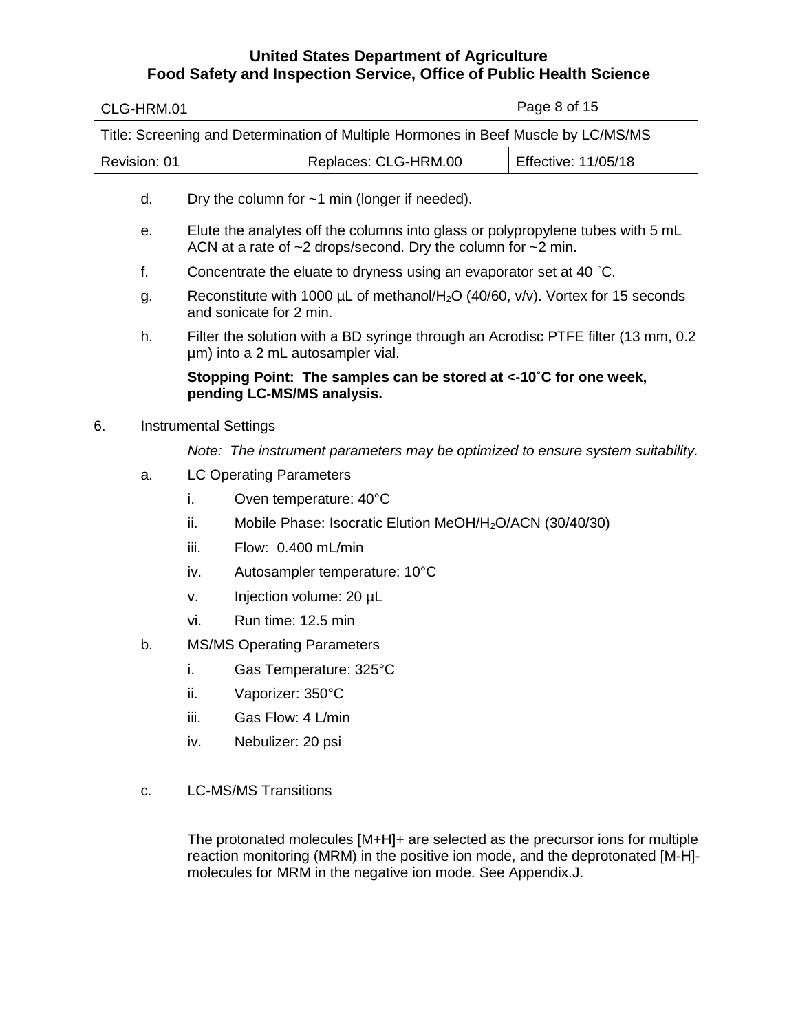d. Dry the column for ~1 min (longer if needed).

e. Elute the analytes off the columns into glass or polypropylene tubes with 5 mL ACN at a rate of ~2 drops/second. Dry the column for ~2 min.

f. Concentrate the eluate to dryness using an evaporator set at 40 ˚C.

g. Reconstitute with 1000 µL of methanol/$H_2O$ (40/60, v/v). Vortex for 15 seconds and sonicate for 2 min.

h. Filter the solution with a BD syringe through an Acrodisc PTFE filter (13 mm, 0.2 µm) into a 2 mL autosampler vial.

**Stopping Point: The samples can be stored at <-10˚C for one week, pending LC-MS/MS analysis.**

6. Instrumental Settings

*Note: The instrument parameters may be optimized to ensure system suitability.*

a. LC Operating Parameters

   i. Oven temperature: 40°C

   ii. Mobile Phase: Isocratic Elution MeOH/$H_2O$/ACN (30/40/30)

   iii. Flow: 0.400 mL/min

   iv. Autosampler temperature: 10°C

   v. Injection volume: 20 µL

   vi. Run time: 12.5 min

b. MS/MS Operating Parameters

   i. Gas Temperature: 325°C

   ii. Vaporizer: 350°C

   iii. Gas Flow: 4 L/min

   iv. Nebulizer: 20 psi

c. LC-MS/MS Transitions

The protonated molecules [M+H]+ are selected as the precursor ions for multiple reaction monitoring (MRM) in the positive ion mode, and the deprotonated [M-H]- molecules for MRM in the negative ion mode. See Appendix.J.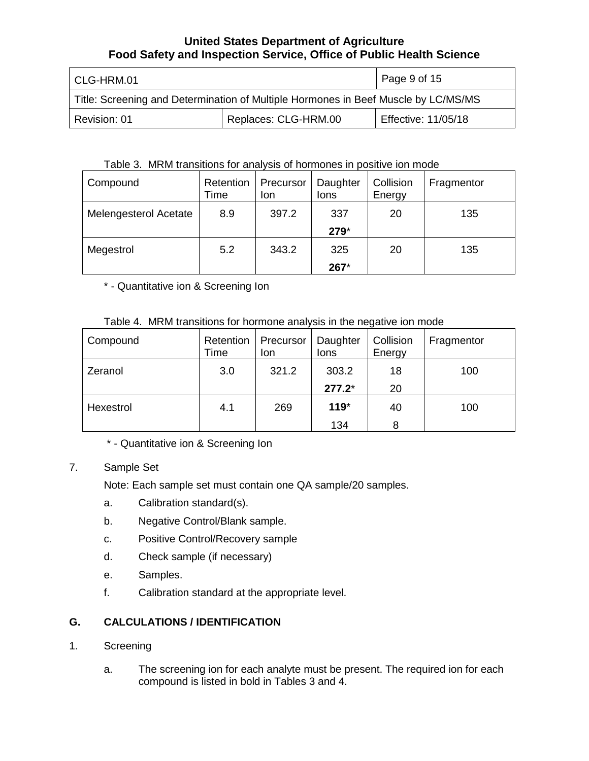Table 3. MRM transitions for analysis of hormones in positive ion mode

| Compound | Retention Time | Precursor Ion | Daughter Ions | Collision Energy | Fragmentor |
|---|---|---|---|---|---|
| Melengesterol Acetate | 8.9 | 397.2 | 337<br>**279***  | 20 | 135 |
| Megestrol | 5.2 | 343.2 | 325<br>**267*** | 20 | 135 |

\* - Quantitative ion & Screening Ion

Table 4. MRM transitions for hormone analysis in the negative ion mode

| Compound | Retention Time | Precursor Ion | Daughter Ions | Collision Energy | Fragmentor |
|---|---|---|---|---|---|
| Zeranol | 3.0 | 321.2 | 303.2<br>**277.2*** | 18<br>20 | 100 |
| Hexestrol | 4.1 | 269 | **119***<br>134 | 40<br>8 | 100 |

\* - Quantitative ion & Screening Ion

7. Sample Set

   Note: Each sample set must contain one QA sample/20 samples.

   a. Calibration standard(s).

   b. Negative Control/Blank sample.

   c. Positive Control/Recovery sample

   d. Check sample (if necessary)

   e. Samples.

   f. Calibration standard at the appropriate level.

## G. CALCULATIONS / IDENTIFICATION

1. Screening

   a. The screening ion for each analyte must be present. The required ion for each compound is listed in bold in Tables 3 and 4.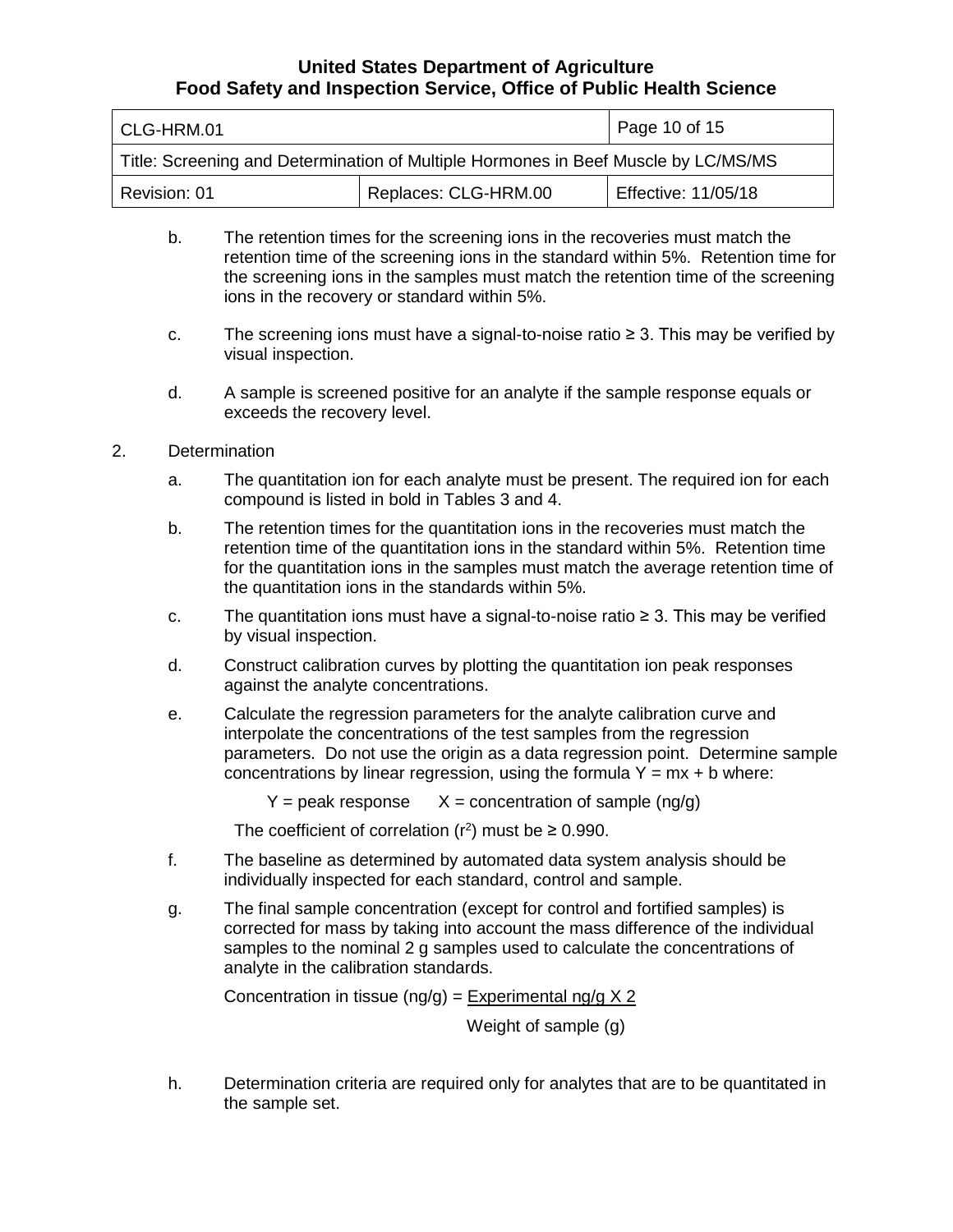b. The retention times for the screening ions in the recoveries must match the retention time of the screening ions in the standard within 5%. Retention time for the screening ions in the samples must match the retention time of the screening ions in the recovery or standard within 5%.

c. The screening ions must have a signal-to-noise ratio ≥ 3. This may be verified by visual inspection.

d. A sample is screened positive for an analyte if the sample response equals or exceeds the recovery level.

2. Determination

   a. The quantitation ion for each analyte must be present. The required ion for each compound is listed in bold in Tables 3 and 4.

   b. The retention times for the quantitation ions in the recoveries must match the retention time of the quantitation ions in the standard within 5%. Retention time for the quantitation ions in the samples must match the average retention time of the quantitation ions in the standards within 5%.

   c. The quantitation ions must have a signal-to-noise ratio ≥ 3. This may be verified by visual inspection.

   d. Construct calibration curves by plotting the quantitation ion peak responses against the analyte concentrations.

   e. Calculate the regression parameters for the analyte calibration curve and interpolate the concentrations of the test samples from the regression parameters. Do not use the origin as a data regression point. Determine sample concentrations by linear regression, using the formula $Y = mx + b$ where:

      Y = peak response      X = concentration of sample (ng/g)

      The coefficient of correlation ($r^2$) must be ≥ 0.990.

   f. The baseline as determined by automated data system analysis should be individually inspected for each standard, control and sample.

   g. The final sample concentration (except for control and fortified samples) is corrected for mass by taking into account the mass difference of the individual samples to the nominal 2 g samples used to calculate the concentrations of analyte in the calibration standards.

      $$\text{Concentration in tissue (ng/g)} = \frac{\text{Experimental ng/g} \times 2}{\text{Weight of sample (g)}}$$

   h. Determination criteria are required only for analytes that are to be quantitated in the sample set.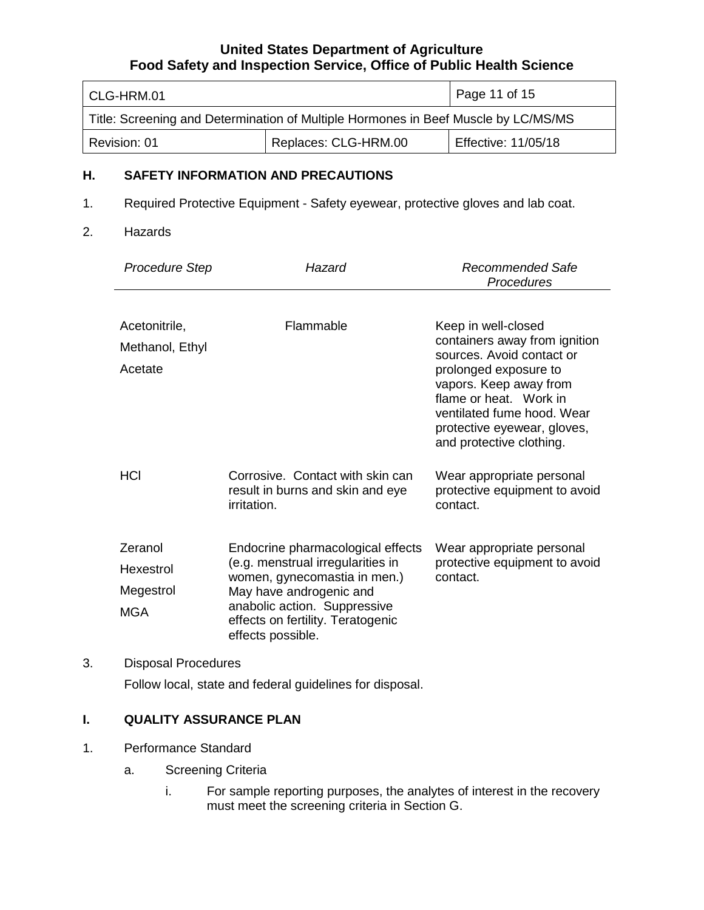## H. SAFETY INFORMATION AND PRECAUTIONS

1. Required Protective Equipment - Safety eyewear, protective gloves and lab coat.

2. Hazards

| *Procedure Step* | *Hazard* | *Recommended Safe Procedures* |
|---|---|---|
| Acetonitrile, Methanol, Ethyl Acetate | Flammable | Keep in well-closed containers away from ignition sources. Avoid contact or prolonged exposure to vapors. Keep away from flame or heat. Work in ventilated fume hood. Wear protective eyewear, gloves, and protective clothing. |
| HCl | Corrosive. Contact with skin can result in burns and skin and eye irritation. | Wear appropriate personal protective equipment to avoid contact. |
| Zeranol Hexestrol Megestrol MGA | Endocrine pharmacological effects (e.g. menstrual irregularities in women, gynecomastia in men.) May have androgenic and anabolic action. Suppressive effects on fertility. Teratogenic effects possible. | Wear appropriate personal protective equipment to avoid contact. |

3. Disposal Procedures

   Follow local, state and federal guidelines for disposal.

## I. QUALITY ASSURANCE PLAN

1. Performance Standard
   a. Screening Criteria
      i. For sample reporting purposes, the analytes of interest in the recovery must meet the screening criteria in Section G.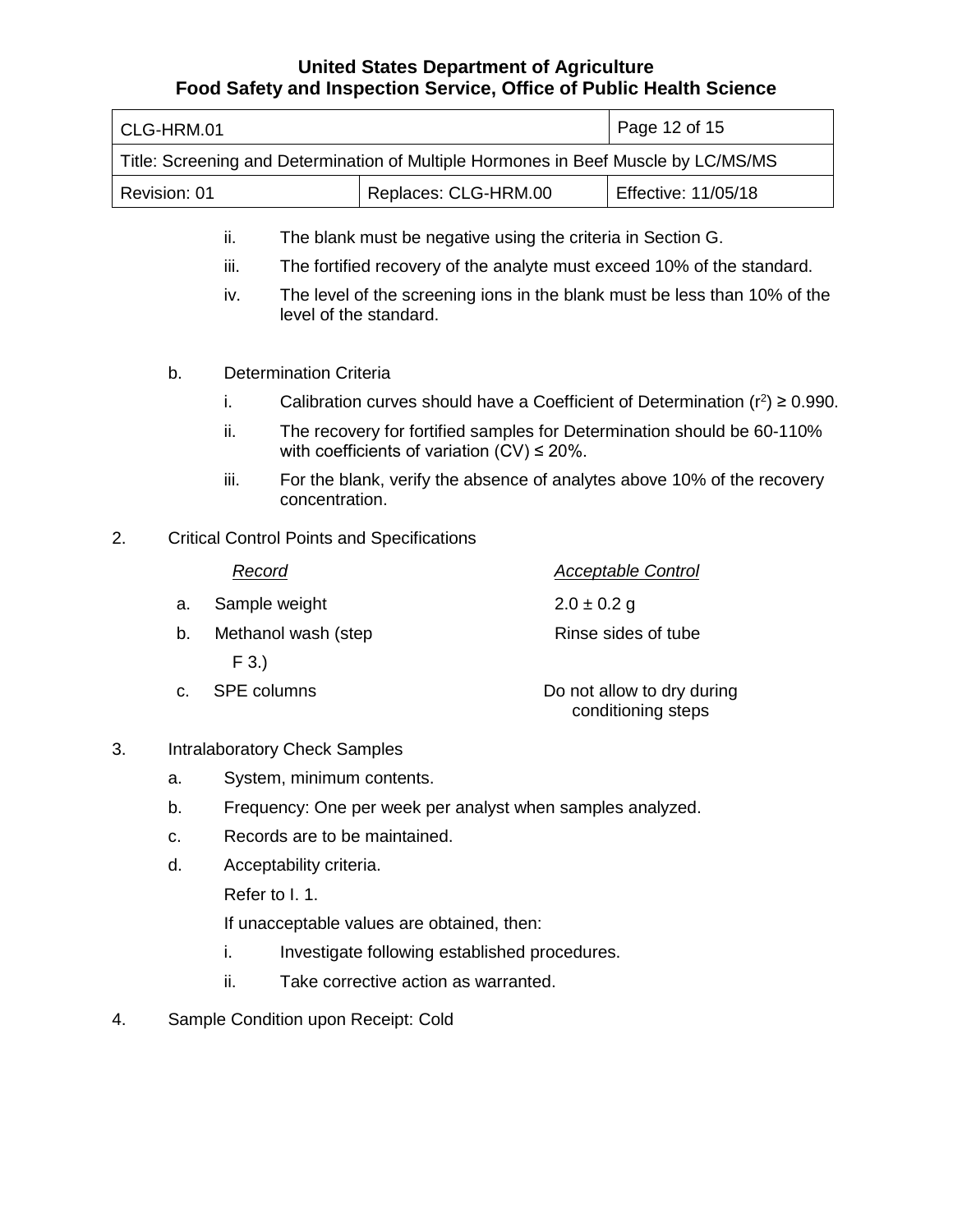ii. The blank must be negative using the criteria in Section G.

iii. The fortified recovery of the analyte must exceed 10% of the standard.

iv. The level of the screening ions in the blank must be less than 10% of the level of the standard.

b. Determination Criteria

i. Calibration curves should have a Coefficient of Determination ($r^2$) ≥ 0.990.

ii. The recovery for fortified samples for Determination should be 60-110% with coefficients of variation (CV) ≤ 20%.

iii. For the blank, verify the absence of analytes above 10% of the recovery concentration.

2. Critical Control Points and Specifications

| *Record* | *Acceptable Control* |
|---|---|
| a. Sample weight | 2.0 ± 0.2 g |
| b. Methanol wash (step F 3.) | Rinse sides of tube |
| c. SPE columns | Do not allow to dry during conditioning steps |

3. Intralaboratory Check Samples

a. System, minimum contents.

b. Frequency: One per week per analyst when samples analyzed.

c. Records are to be maintained.

d. Acceptability criteria.

Refer to I. 1.

If unacceptable values are obtained, then:

i. Investigate following established procedures.

ii. Take corrective action as warranted.

4. Sample Condition upon Receipt: Cold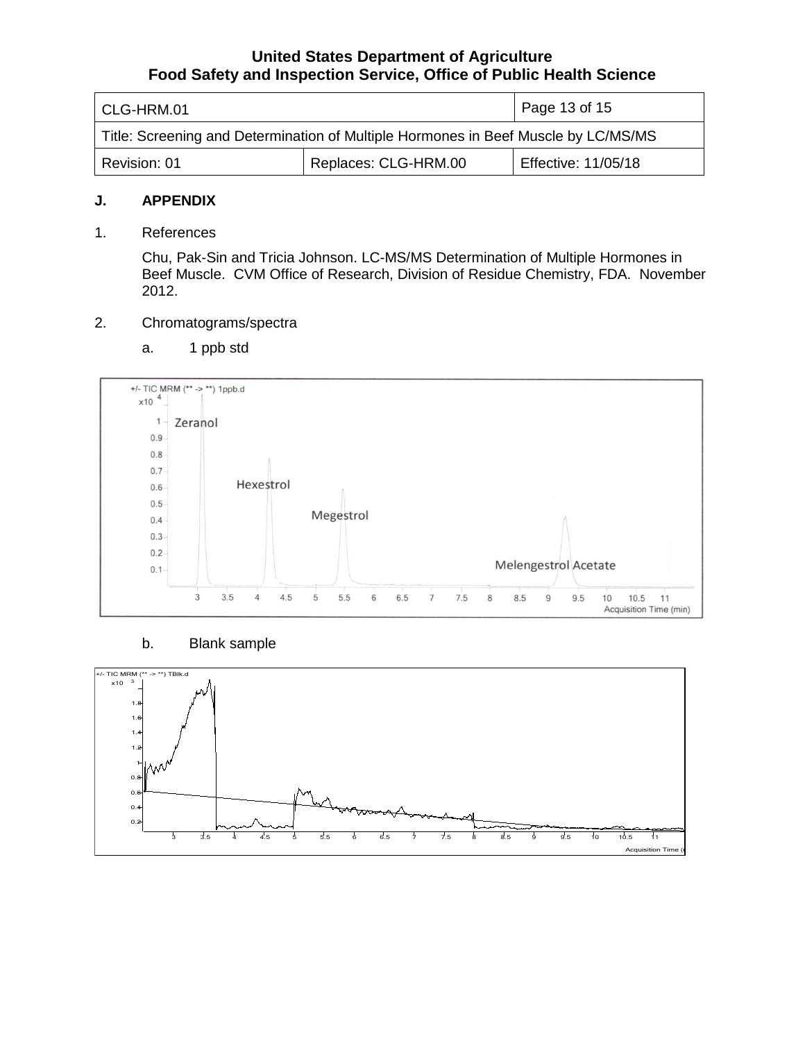## J. APPENDIX

1. References

   Chu, Pak-Sin and Tricia Johnson. LC-MS/MS Determination of Multiple Hormones in Beef Muscle. CVM Office of Research, Division of Residue Chemistry, FDA. November 2012.

2. Chromatograms/spectra

   a. 1 ppb std

   b. Blank sample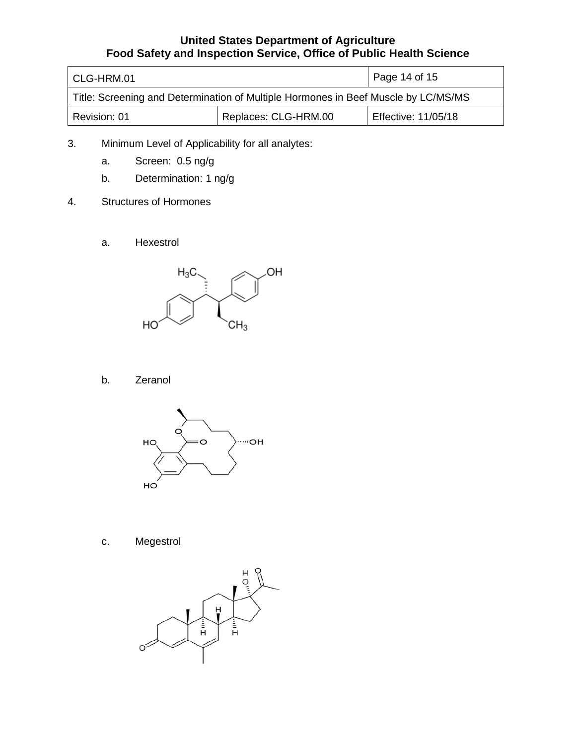3. Minimum Level of Applicability for all analytes:

   a. Screen: 0.5 ng/g

   b. Determination: 1 ng/g

4. Structures of Hormones

   a. Hexestrol

   b. Zeranol

   c. Megestrol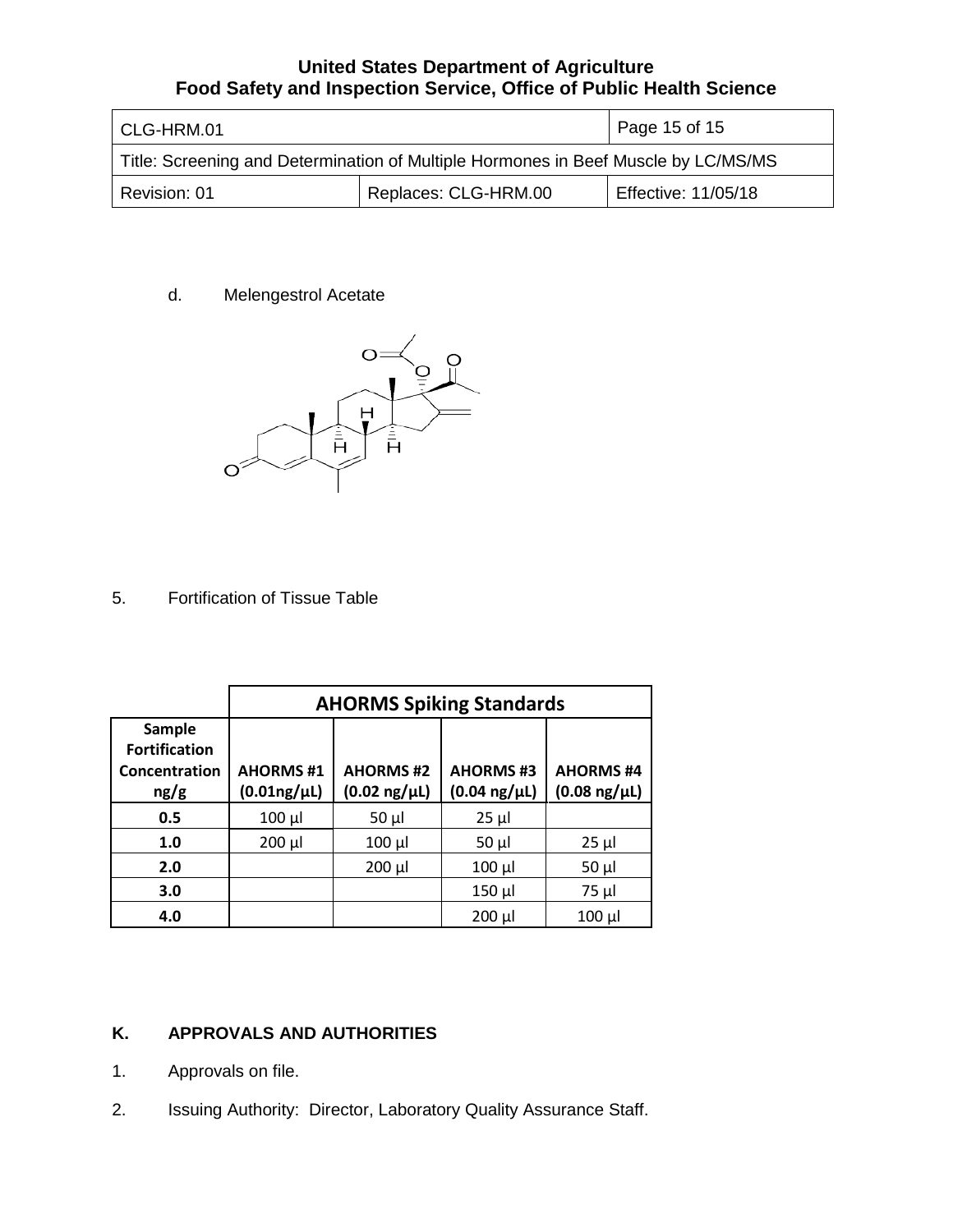d. Melengestrol Acetate

5. Fortification of Tissue Table

| | AHORMS Spiking Standards | | | |
|---|---|---|---|---|
| **Sample Fortification Concentration ng/g** | **AHORMS #1 (0.01ng/µL)** | **AHORMS #2 (0.02 ng/µL)** | **AHORMS #3 (0.04 ng/µL)** | **AHORMS #4 (0.08 ng/µL)** |
| **0.5** | 100 µl | 50 µl | 25 µl | |
| **1.0** | 200 µl | 100 µl | 50 µl | 25 µl |
| **2.0** | | 200 µl | 100 µl | 50 µl |
| **3.0** | | | 150 µl | 75 µl |
| **4.0** | | | 200 µl | 100 µl |

## K. APPROVALS AND AUTHORITIES

1. Approvals on file.
2. Issuing Authority: Director, Laboratory Quality Assurance Staff.